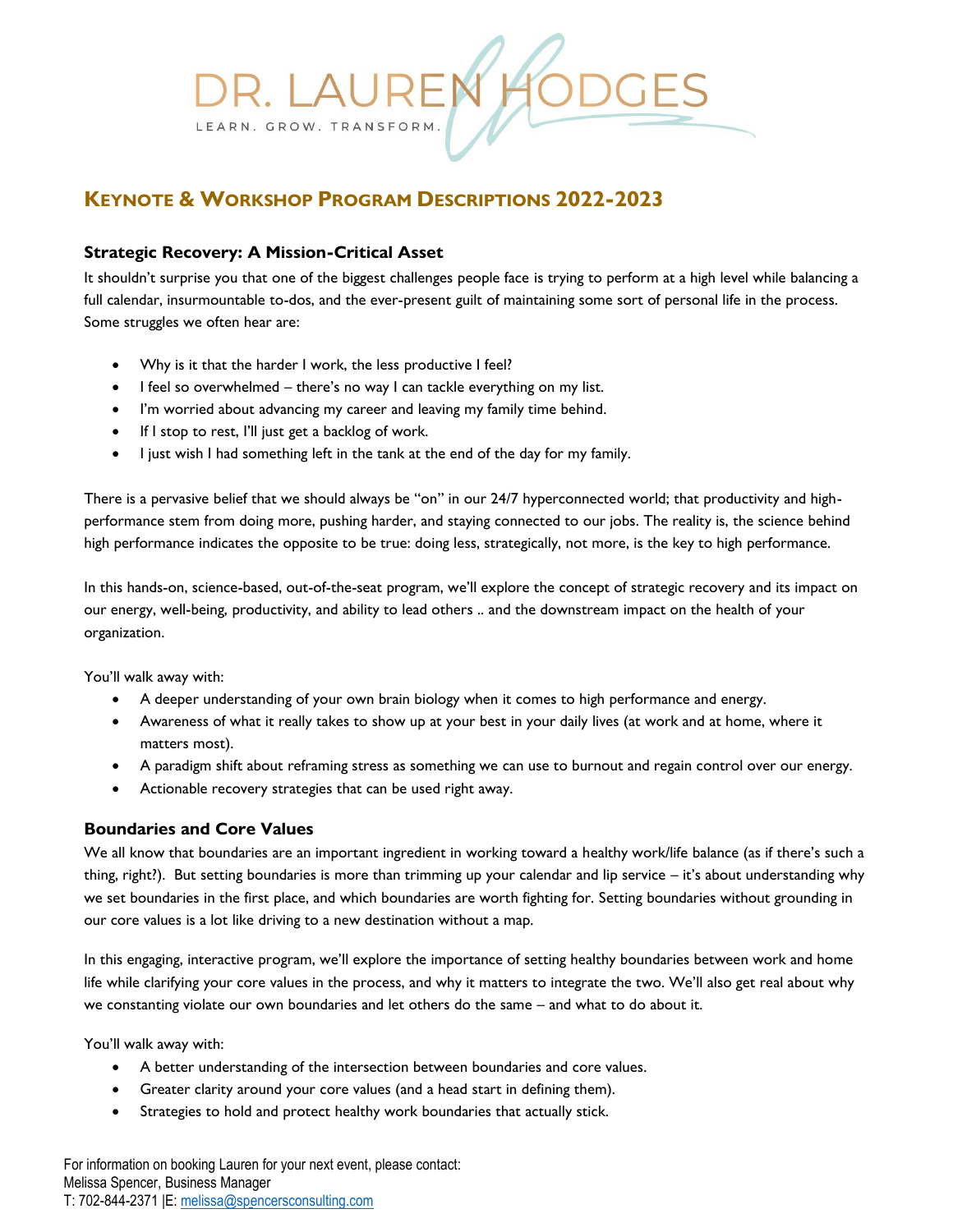# DR. LAUREN HODGES

LEARN. GROW. TRANSFORM.

## Keynote & Workshop Program Descriptions 2022-2023

### Strategic Recovery: A Mission-Critical Asset

It shouldn't surprise you that one of the biggest challenges people face is trying to perform at a high level while balancing a full calendar, insurmountable to-dos, and the ever-present guilt of maintaining some sort of personal life in the process. Some struggles we often hear are:

- Why is it that the harder I work, the less productive I feel?
- I feel so overwhelmed – there's no way I can tackle everything on my list.
- I'm worried about advancing my career and leaving my family time behind.
- If I stop to rest, I'll just get a backlog of work.
- I just wish I had something left in the tank at the end of the day for my family.

There is a pervasive belief that we should always be "on" in our 24/7 hyperconnected world; that productivity and high-performance stem from doing more, pushing harder, and staying connected to our jobs. The reality is, the science behind high performance indicates the opposite to be true: doing less, strategically, not more, is the key to high performance.

In this hands-on, science-based, out-of-the-seat program, we'll explore the concept of strategic recovery and its impact on our energy, well-being, productivity, and ability to lead others .. and the downstream impact on the health of your organization.

You'll walk away with:

- A deeper understanding of your own brain biology when it comes to high performance and energy.
- Awareness of what it really takes to show up at your best in your daily lives (at work and at home, where it matters most).
- A paradigm shift about reframing stress as something we can use to burnout and regain control over our energy.
- Actionable recovery strategies that can be used right away.

### Boundaries and Core Values

We all know that boundaries are an important ingredient in working toward a healthy work/life balance (as if there's such a thing, right?). But setting boundaries is more than trimming up your calendar and lip service – it's about understanding why we set boundaries in the first place, and which boundaries are worth fighting for. Setting boundaries without grounding in our core values is a lot like driving to a new destination without a map.

In this engaging, interactive program, we'll explore the importance of setting healthy boundaries between work and home life while clarifying your core values in the process, and why it matters to integrate the two. We'll also get real about why we constanting violate our own boundaries and let others do the same – and what to do about it.

You'll walk away with:

- A better understanding of the intersection between boundaries and core values.
- Greater clarity around your core values (and a head start in defining them).
- Strategies to hold and protect healthy work boundaries that actually stick.

For information on booking Lauren for your next event, please contact:
Melissa Spencer, Business Manager
T: 702-844-2371 |E: melissa@spencersconsulting.com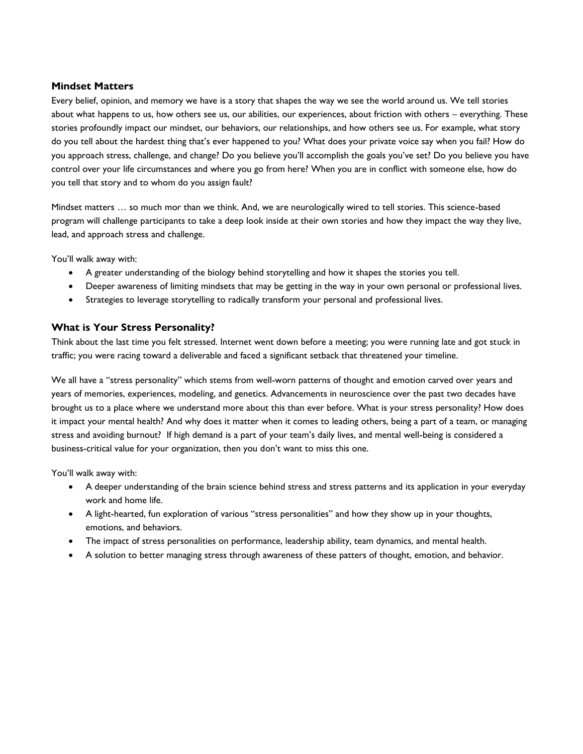## Mindset Matters

Every belief, opinion, and memory we have is a story that shapes the way we see the world around us. We tell stories about what happens to us, how others see us, our abilities, our experiences, about friction with others – everything. These stories profoundly impact our mindset, our behaviors, our relationships, and how others see us. For example, what story do you tell about the hardest thing that's ever happened to you? What does your private voice say when you fail? How do you approach stress, challenge, and change? Do you believe you'll accomplish the goals you've set? Do you believe you have control over your life circumstances and where you go from here? When you are in conflict with someone else, how do you tell that story and to whom do you assign fault?

Mindset matters … so much mor than we think. And, we are neurologically wired to tell stories. This science-based program will challenge participants to take a deep look inside at their own stories and how they impact the way they live, lead, and approach stress and challenge.

You'll walk away with:

- A greater understanding of the biology behind storytelling and how it shapes the stories you tell.
- Deeper awareness of limiting mindsets that may be getting in the way in your own personal or professional lives.
- Strategies to leverage storytelling to radically transform your personal and professional lives.

## What is Your Stress Personality?

Think about the last time you felt stressed. Internet went down before a meeting; you were running late and got stuck in traffic; you were racing toward a deliverable and faced a significant setback that threatened your timeline.

We all have a "stress personality" which stems from well-worn patterns of thought and emotion carved over years and years of memories, experiences, modeling, and genetics. Advancements in neuroscience over the past two decades have brought us to a place where we understand more about this than ever before. What is your stress personality? How does it impact your mental health? And why does it matter when it comes to leading others, being a part of a team, or managing stress and avoiding burnout? If high demand is a part of your team's daily lives, and mental well-being is considered a business-critical value for your organization, then you don't want to miss this one.

You'll walk away with:

- A deeper understanding of the brain science behind stress and stress patterns and its application in your everyday work and home life.
- A light-hearted, fun exploration of various "stress personalities" and how they show up in your thoughts, emotions, and behaviors.
- The impact of stress personalities on performance, leadership ability, team dynamics, and mental health.
- A solution to better managing stress through awareness of these patters of thought, emotion, and behavior.